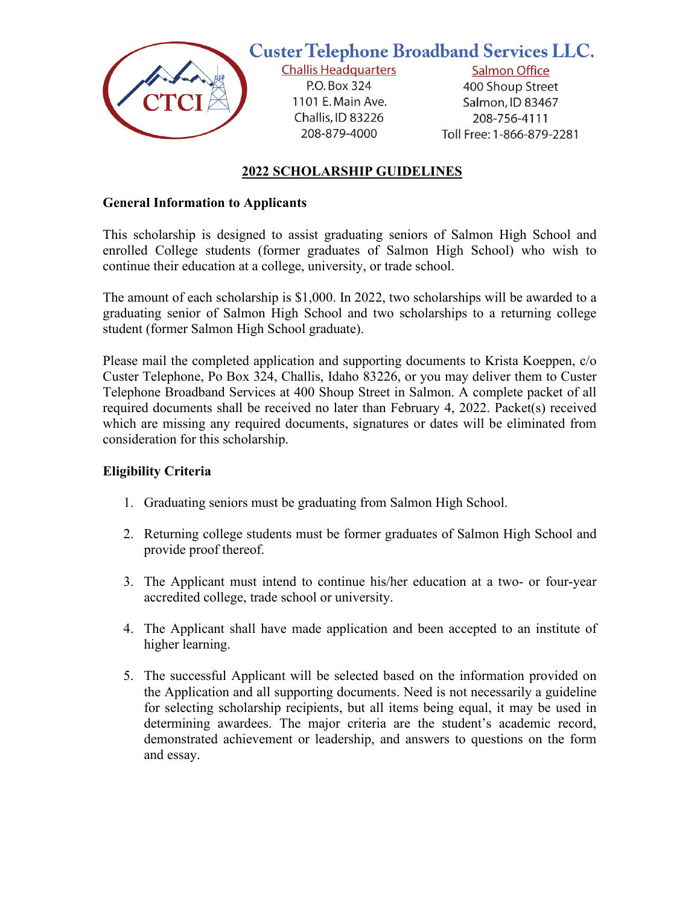**Custer Telephone Broadband Services LLC.**

CTCI

| Challis Headquarters | Salmon Office |
|---|---|
| P.O. Box 324 | 400 Shoup Street |
| 1101 E. Main Ave. | Salmon, ID 83467 |
| Challis, ID 83226 | 208-756-4111 |
| 208-879-4000 | Toll Free: 1-866-879-2281 |

# 2022 SCHOLARSHIP GUIDELINES

## General Information to Applicants

This scholarship is designed to assist graduating seniors of Salmon High School and enrolled College students (former graduates of Salmon High School) who wish to continue their education at a college, university, or trade school.

The amount of each scholarship is $1,000. In 2022, two scholarships will be awarded to a graduating senior of Salmon High School and two scholarships to a returning college student (former Salmon High School graduate).

Please mail the completed application and supporting documents to Krista Koeppen, c/o Custer Telephone, Po Box 324, Challis, Idaho 83226, or you may deliver them to Custer Telephone Broadband Services at 400 Shoup Street in Salmon. A complete packet of all required documents shall be received no later than February 4, 2022. Packet(s) received which are missing any required documents, signatures or dates will be eliminated from consideration for this scholarship.

## Eligibility Criteria

1. Graduating seniors must be graduating from Salmon High School.

2. Returning college students must be former graduates of Salmon High School and provide proof thereof.

3. The Applicant must intend to continue his/her education at a two- or four-year accredited college, trade school or university.

4. The Applicant shall have made application and been accepted to an institute of higher learning.

5. The successful Applicant will be selected based on the information provided on the Application and all supporting documents. Need is not necessarily a guideline for selecting scholarship recipients, but all items being equal, it may be used in determining awardees. The major criteria are the student's academic record, demonstrated achievement or leadership, and answers to questions on the form and essay.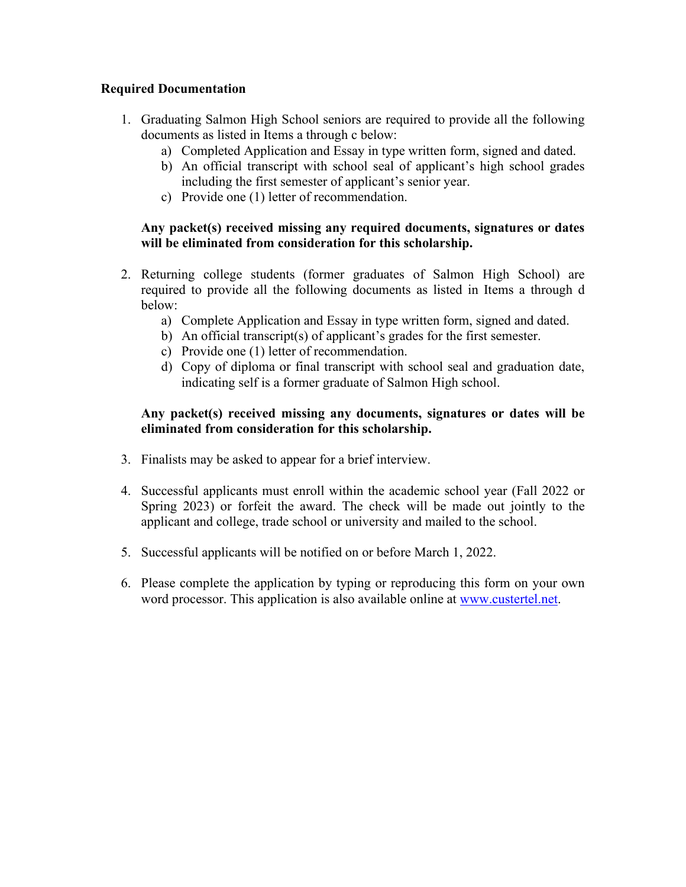**Required Documentation**

1. Graduating Salmon High School seniors are required to provide all the following documents as listed in Items a through c below:
    a) Completed Application and Essay in type written form, signed and dated.
    b) An official transcript with school seal of applicant's high school grades including the first semester of applicant's senior year.
    c) Provide one (1) letter of recommendation.

    **Any packet(s) received missing any required documents, signatures or dates will be eliminated from consideration for this scholarship.**

2. Returning college students (former graduates of Salmon High School) are required to provide all the following documents as listed in Items a through d below:
    a) Complete Application and Essay in type written form, signed and dated.
    b) An official transcript(s) of applicant's grades for the first semester.
    c) Provide one (1) letter of recommendation.
    d) Copy of diploma or final transcript with school seal and graduation date, indicating self is a former graduate of Salmon High school.

    **Any packet(s) received missing any documents, signatures or dates will be eliminated from consideration for this scholarship.**

3. Finalists may be asked to appear for a brief interview.

4. Successful applicants must enroll within the academic school year (Fall 2022 or Spring 2023) or forfeit the award. The check will be made out jointly to the applicant and college, trade school or university and mailed to the school.

5. Successful applicants will be notified on or before March 1, 2022.

6. Please complete the application by typing or reproducing this form on your own word processor. This application is also available online at [www.custertel.net](http://www.custertel.net).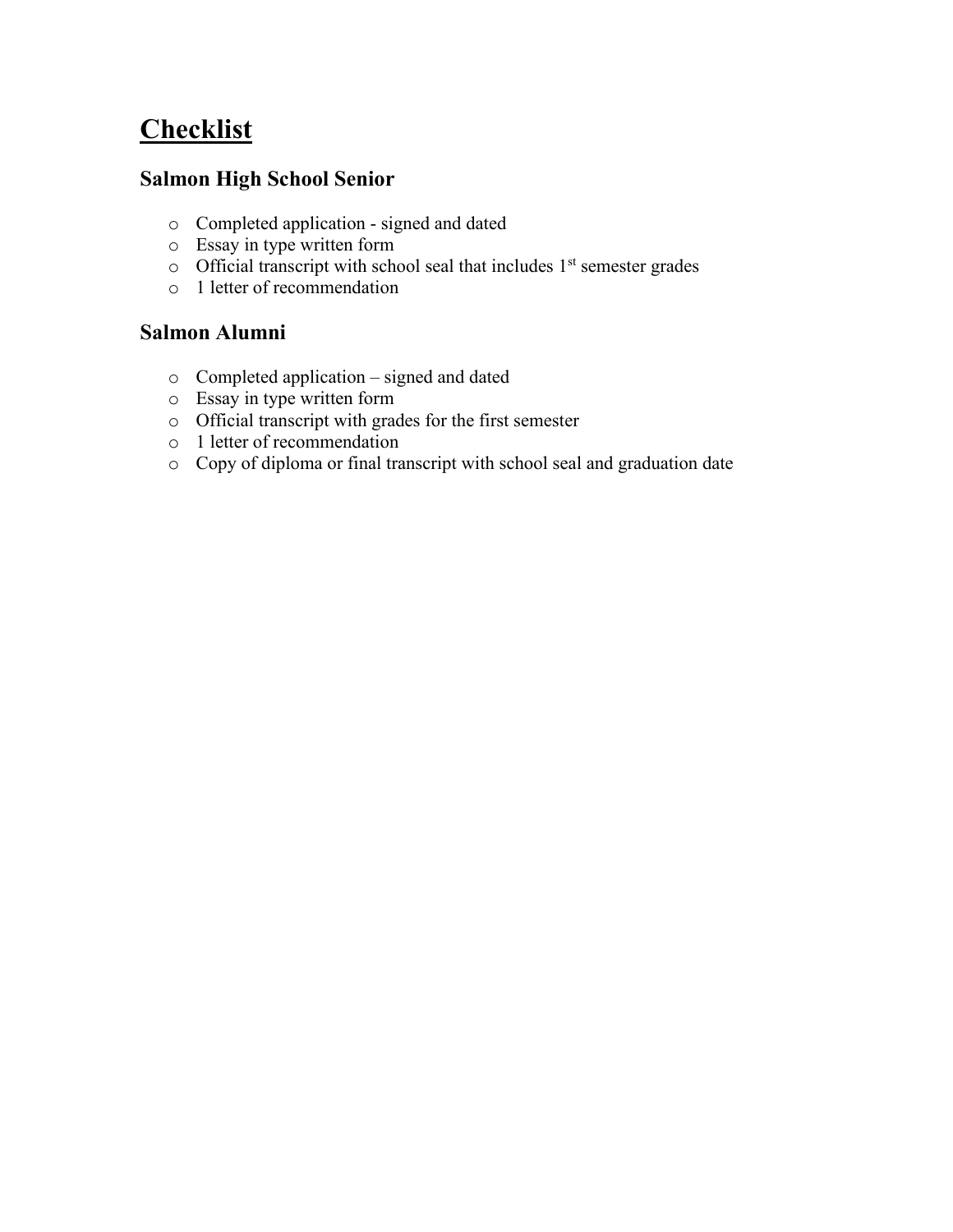# Checklist

## Salmon High School Senior

- Completed application - signed and dated
- Essay in type written form
- Official transcript with school seal that includes 1st semester grades
- 1 letter of recommendation

## Salmon Alumni

- Completed application – signed and dated
- Essay in type written form
- Official transcript with grades for the first semester
- 1 letter of recommendation
- Copy of diploma or final transcript with school seal and graduation date